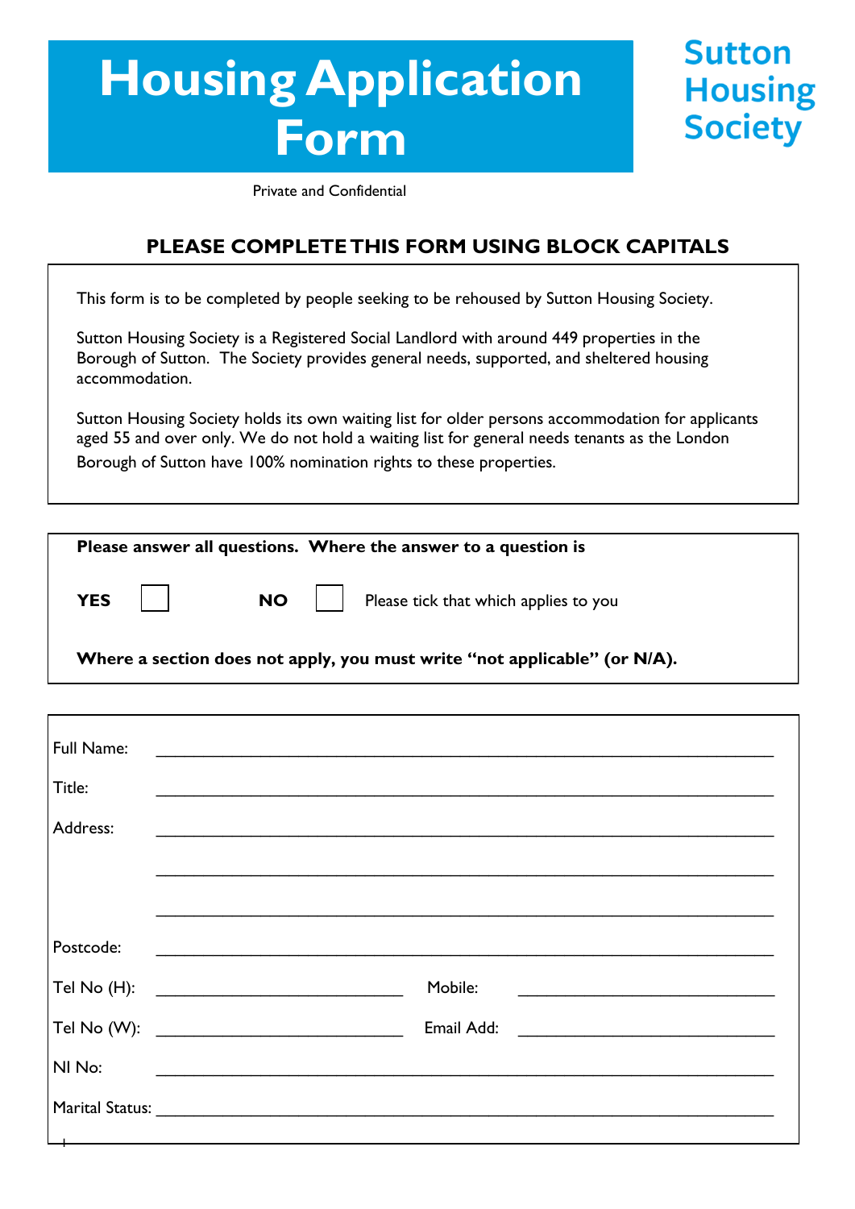# Housing Application Form

**Sutton Housing Society**

Private and Confidential

**PLEASE COMPLETE THIS FORM USING BLOCK CAPITALS**

This form is to be completed by people seeking to be rehoused by Sutton Housing Society.

Sutton Housing Society is a Registered Social Landlord with around 449 properties in the Borough of Sutton. The Society provides general needs, supported, and sheltered housing accommodation.

Sutton Housing Society holds its own waiting list for older persons accommodation for applicants aged 55 and over only. We do not hold a waiting list for general needs tenants as the London Borough of Sutton have 100% nomination rights to these properties.

**Please answer all questions. Where the answer to a question is**

**YES** ☐ **NO** ☐ Please tick that which applies to you

**Where a section does not apply, you must write "not applicable" (or N/A).**

Full Name: ______________________________

Title: ______________________________

Address: ______________________________

______________________________

______________________________

Postcode: ______________________________

Tel No (H): ______________ Mobile: ______________

Tel No (W): ______________ Email Add: ______________

NI No: ______________________________

Marital Status: ______________________________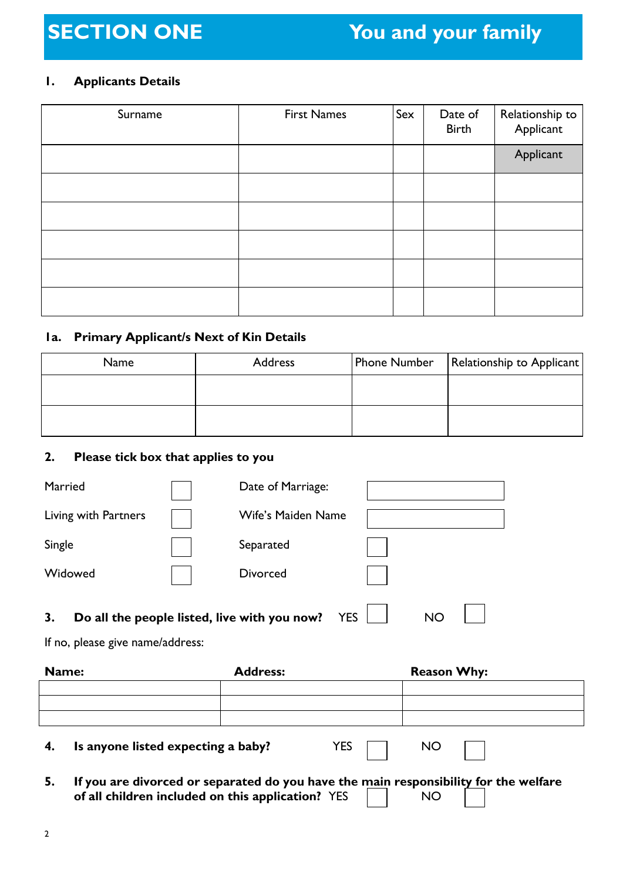# SECTION ONE — You and your family

## 1. Applicants Details

| Surname | First Names | Sex | Date of Birth | Relationship to Applicant |
|---|---|---|---|---|
| | | | | Applicant |
| | | | | |
| | | | | |
| | | | | |
| | | | | |
| | | | | |

## 1a. Primary Applicant/s Next of Kin Details

| Name | Address | Phone Number | Relationship to Applicant |
|---|---|---|---|
| | | | |
| | | | |

## 2. Please tick box that applies to you

Married ☐ Date of Marriage: ____________

Living with Partners ☐ Wife's Maiden Name ____________

Single ☐ Separated ☐

Widowed ☐ Divorced ☐

## 3. Do all the people listed, live with you now? YES ☐ NO ☐

If no, please give name/address:

| Name: | Address: | Reason Why: |
|---|---|---|
| | | |
| | | |
| | | |

## 4. Is anyone listed expecting a baby? YES ☐ NO ☐

## 5. If you are divorced or separated do you have the main responsibility for the welfare of all children included on this application? YES ☐ NO ☐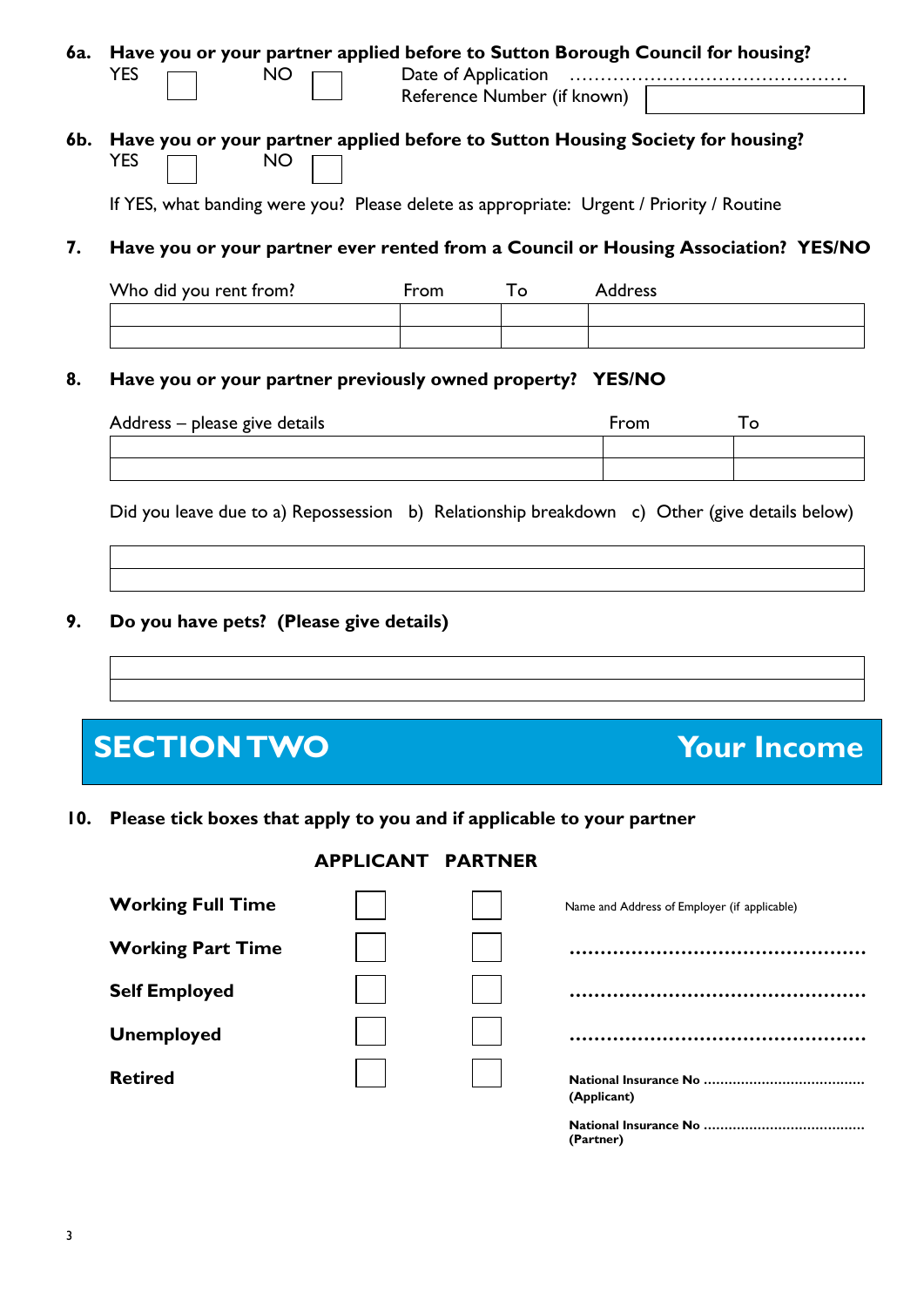**6a. Have you or your partner applied before to Sutton Borough Council for housing?**

YES ☐ NO ☐ Date of Application ………………………………………

Reference Number (if known) ☐

**6b. Have you or your partner applied before to Sutton Housing Society for housing?**

YES ☐ NO ☐

If YES, what banding were you? Please delete as appropriate: Urgent / Priority / Routine

**7. Have you or your partner ever rented from a Council or Housing Association? YES/NO**

| Who did you rent from? | From | To | Address |
|---|---|---|---|
| | | | |
| | | | |

**8. Have you or your partner previously owned property? YES/NO**

| Address – please give details | From | To |
|---|---|---|
| | | |
| | | |

Did you leave due to a) Repossession b) Relationship breakdown c) Other (give details below)

| |
|---|
| |
| |

**9. Do you have pets? (Please give details)**

| |
|---|
| |
| |

# SECTION TWO Your Income

**10. Please tick boxes that apply to you and if applicable to your partner**

| | APPLICANT | PARTNER | |
|---|---|---|---|
| **Working Full Time** | ☐ | ☐ | Name and Address of Employer (if applicable) |
| **Working Part Time** | ☐ | ☐ | …………………………………………… |
| **Self Employed** | ☐ | ☐ | …………………………………………… |
| **Unemployed** | ☐ | ☐ | …………………………………………… |
| **Retired** | ☐ | ☐ | **National Insurance No** ………………………………… **(Applicant)** |
| | | | **National Insurance No** ………………………………… **(Partner)** |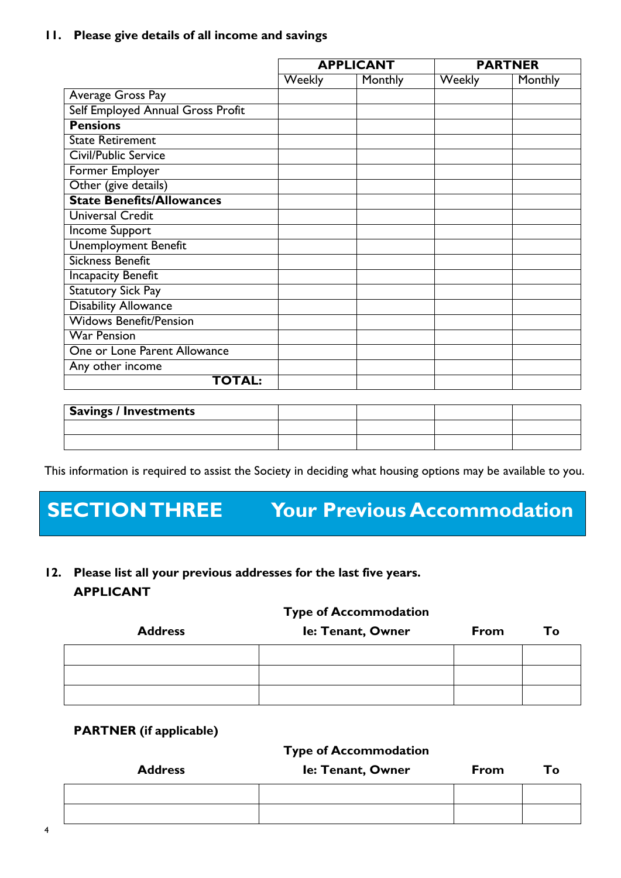### 11. Please give details of all income and savings

| | APPLICANT | | PARTNER | |
|---|---|---|---|---|
| | Weekly | Monthly | Weekly | Monthly |
| Average Gross Pay | | | | |
| Self Employed Annual Gross Profit | | | | |
| **Pensions** | | | | |
| State Retirement | | | | |
| Civil/Public Service | | | | |
| Former Employer | | | | |
| Other (give details) | | | | |
| **State Benefits/Allowances** | | | | |
| Universal Credit | | | | |
| Income Support | | | | |
| Unemployment Benefit | | | | |
| Sickness Benefit | | | | |
| Incapacity Benefit | | | | |
| Statutory Sick Pay | | | | |
| Disability Allowance | | | | |
| Widows Benefit/Pension | | | | |
| War Pension | | | | |
| One or Lone Parent Allowance | | | | |
| Any other income | | | | |
| **TOTAL:** | | | | |

| **Savings / Investments** | | | | |
|---|---|---|---|---|
| | | | | |
| | | | | |

This information is required to assist the Society in deciding what housing options may be available to you.

# SECTION THREE Your Previous Accommodation

### 12. Please list all your previous addresses for the last five years.

**APPLICANT**

| Address | Type of Accommodation Ie: Tenant, Owner | From | To |
|---|---|---|---|
| | | | |
| | | | |
| | | | |

**PARTNER (if applicable)**

| Address | Type of Accommodation Ie: Tenant, Owner | From | To |
|---|---|---|---|
| | | | |
| | | | |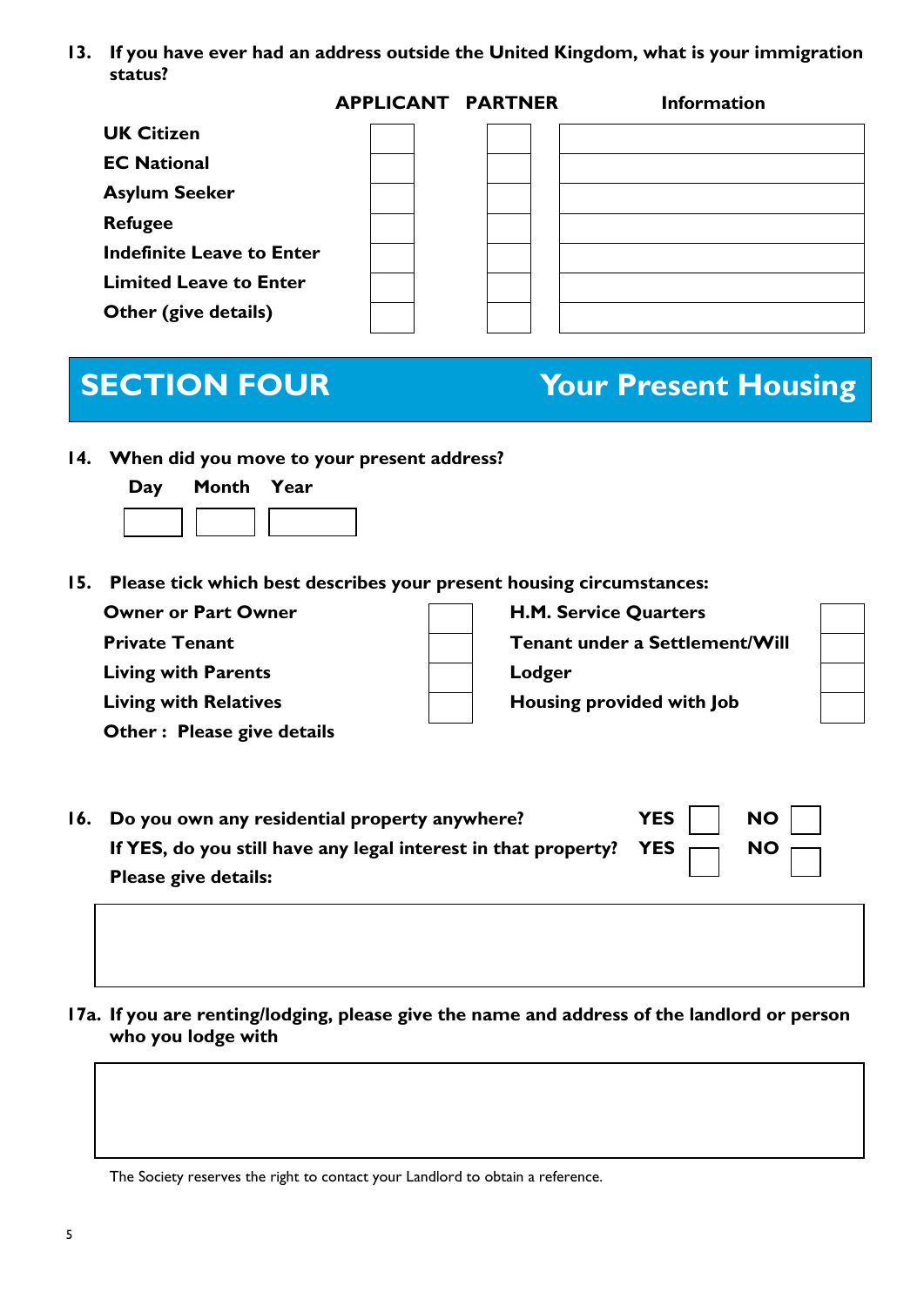**13. If you have ever had an address outside the United Kingdom, what is your immigration status?**

| | APPLICANT | PARTNER | Information |
|---|---|---|---|
| **UK Citizen** | | | |
| **EC National** | | | |
| **Asylum Seeker** | | | |
| **Refugee** | | | |
| **Indefinite Leave to Enter** | | | |
| **Limited Leave to Enter** | | | |
| **Other (give details)** | | | |

## SECTION FOUR — Your Present Housing

**14. When did you move to your present address?**

| Day | Month | Year |
|---|---|---|
| | | |

**15. Please tick which best describes your present housing circumstances:**

| | | | |
|---|---|---|---|
| **Owner or Part Owner** | | **H.M. Service Quarters** | |
| **Private Tenant** | | **Tenant under a Settlement/Will** | |
| **Living with Parents** | | **Lodger** | |
| **Living with Relatives** | | **Housing provided with Job** | |

**Other : Please give details**

**16. Do you own any residential property anywhere?** **YES** ☐ **NO** ☐

**If YES, do you still have any legal interest in that property?** **YES** ☐ **NO** ☐

**Please give details:**

**17a. If you are renting/lodging, please give the name and address of the landlord or person who you lodge with**

The Society reserves the right to contact your Landlord to obtain a reference.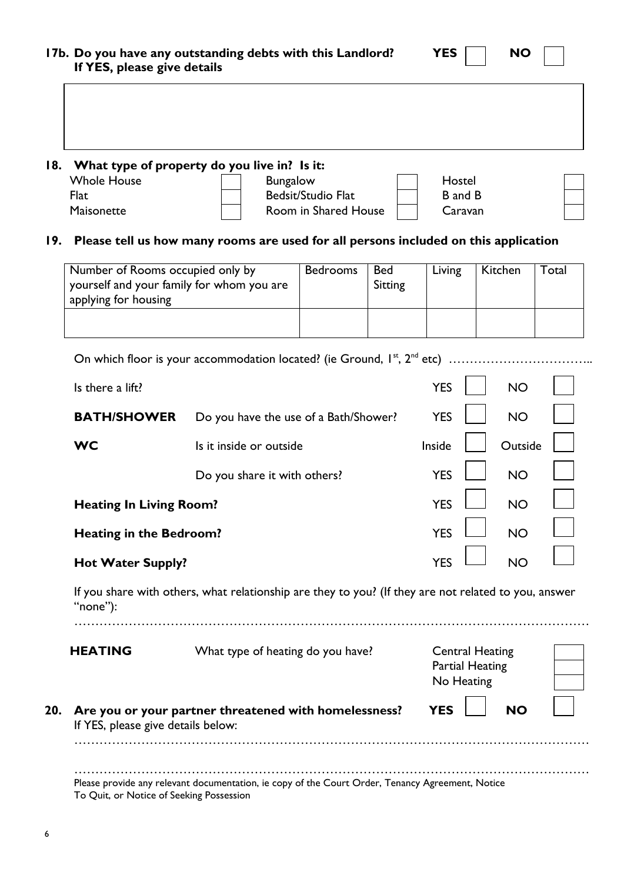**17b. Do you have any outstanding debts with this Landlord?** **YES** ☐ **NO** ☐
**If YES, please give details**

| |
|---|
| |

**18. What type of property do you live in? Is it:**

| | | | | | |
|---|---|---|---|---|---|
| Whole House | ☐ | Bungalow | ☐ | Hostel | ☐ |
| Flat | ☐ | Bedsit/Studio Flat | ☐ | B and B | ☐ |
| Maisonette | ☐ | Room in Shared House | ☐ | Caravan | ☐ |

**19. Please tell us how many rooms are used for all persons included on this application**

| Number of Rooms occupied only by yourself and your family for whom you are applying for housing | Bedrooms | Bed Sitting | Living | Kitchen | Total |
|---|---|---|---|---|---|
| | | | | | |

On which floor is your accommodation located? (ie Ground, 1st, 2nd etc) ……………………………..

| | | | | | |
|---|---|---|---|---|---|
| Is there a lift? | | YES | ☐ | NO | ☐ |
| **BATH/SHOWER** | Do you have the use of a Bath/Shower? | YES | ☐ | NO | ☐ |
| **WC** | Is it inside or outside | Inside | ☐ | Outside | ☐ |
| | Do you share it with others? | YES | ☐ | NO | ☐ |
| **Heating In Living Room?** | | YES | ☐ | NO | ☐ |
| **Heating in the Bedroom?** | | YES | ☐ | NO | ☐ |
| **Hot Water Supply?** | | YES | ☐ | NO | ☐ |

If you share with others, what relationship are they to you? (If they are not related to you, answer "none"):

…………………………………………………………………………………………………………

**HEATING** What type of heating do you have?

- Central Heating ☐
- Partial Heating ☐
- No Heating ☐

**20. Are you or your partner threatened with homelessness?** **YES** ☐ **NO** ☐
If YES, please give details below:

…………………………………………………………………………………………………………

…………………………………………………………………………………………………………

Please provide any relevant documentation, ie copy of the Court Order, Tenancy Agreement, Notice To Quit, or Notice of Seeking Possession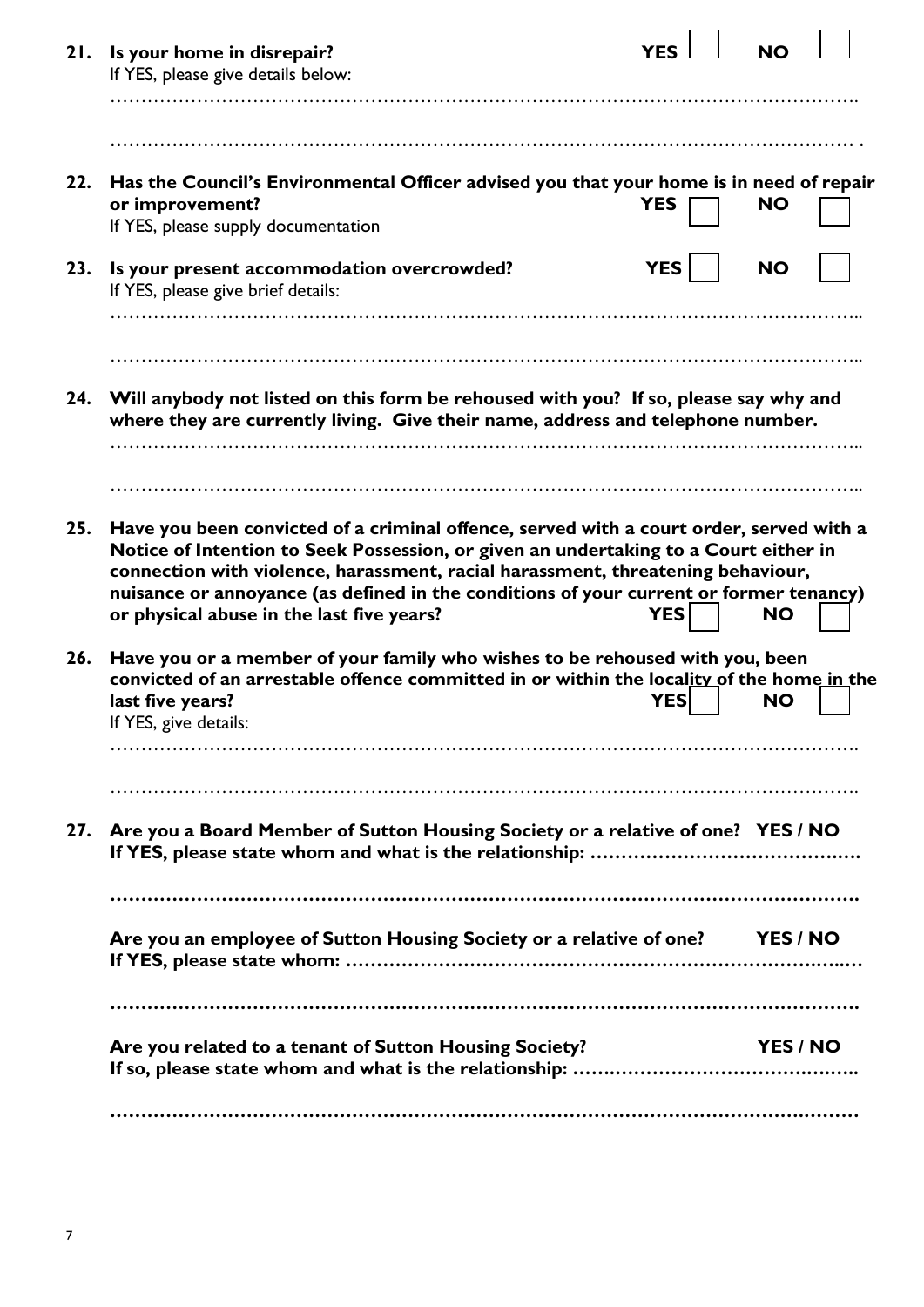**21. Is your home in disrepair?** **YES** ☐ **NO** ☐

If YES, please give details below:

……………………………………………………………………………………………………………

……………………………………………………………………………………………………………

**22. Has the Council's Environmental Officer advised you that your home is in need of repair or improvement?** **YES** ☐ **NO** ☐

If YES, please supply documentation

**23. Is your present accommodation overcrowded?** **YES** ☐ **NO** ☐

If YES, please give brief details:

……………………………………………………………………………………………………………

……………………………………………………………………………………………………………

**24. Will anybody not listed on this form be rehoused with you? If so, please say why and where they are currently living. Give their name, address and telephone number.**

……………………………………………………………………………………………………………

……………………………………………………………………………………………………………

**25. Have you been convicted of a criminal offence, served with a court order, served with a Notice of Intention to Seek Possession, or given an undertaking to a Court either in connection with violence, harassment, racial harassment, threatening behaviour, nuisance or annoyance (as defined in the conditions of your current or former tenancy) or physical abuse in the last five years?** **YES** ☐ **NO** ☐

**26. Have you or a member of your family who wishes to be rehoused with you, been convicted of an arrestable offence committed in or within the locality of the home in the last five years?** **YES** ☐ **NO** ☐

If YES, give details:

……………………………………………………………………………………………………………

……………………………………………………………………………………………………………

**27. Are you a Board Member of Sutton Housing Society or a relative of one? YES / NO**
**If YES, please state whom and what is the relationship: ……………………………………**

**……………………………………………………………………………………………………………**

**Are you an employee of Sutton Housing Society or a relative of one? YES / NO**
**If YES, please state whom: ……………………………………………………………………………**

**……………………………………………………………………………………………………………**

**Are you related to a tenant of Sutton Housing Society? YES / NO**
**If so, please state whom and what is the relationship: ……………………………………………**

**……………………………………………………………………………………………………………**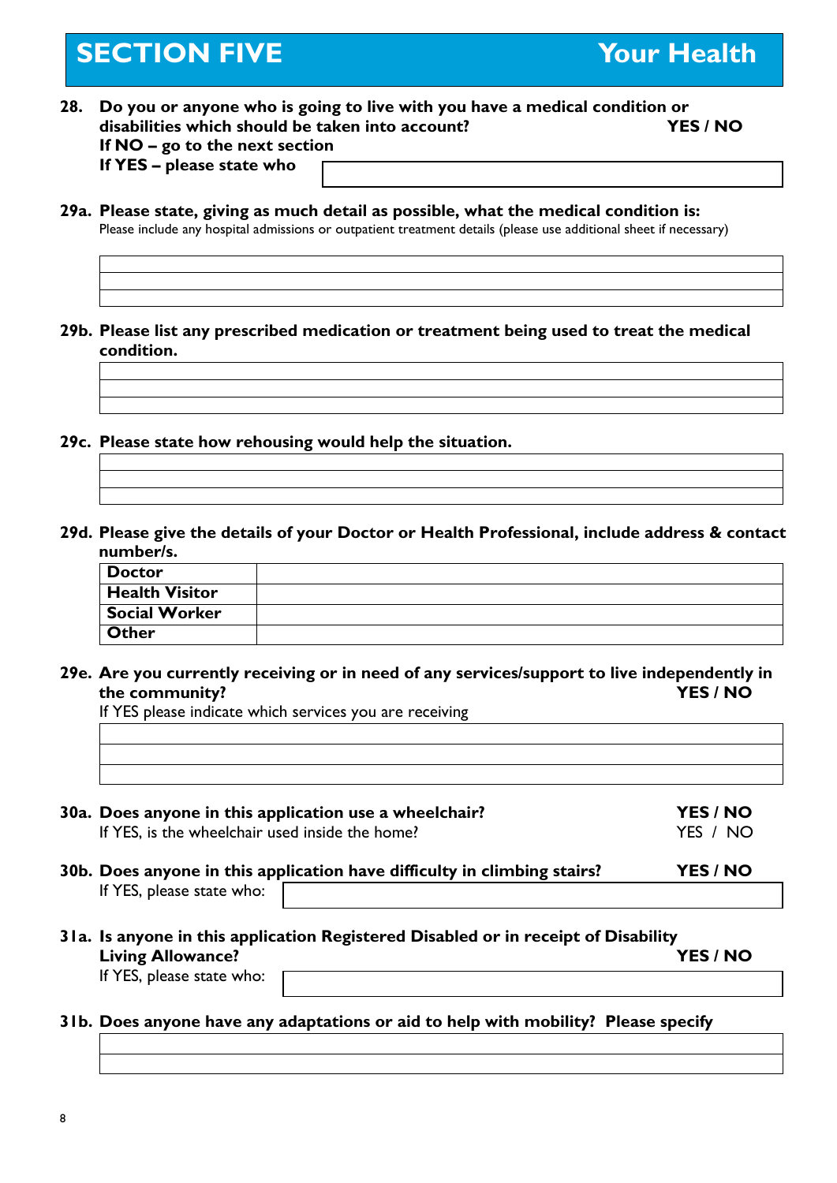# SECTION FIVE — Your Health

**28. Do you or anyone who is going to live with you have a medical condition or disabilities which should be taken into account?** **YES / NO**

**If NO – go to the next section**

**If YES – please state who**

**29a. Please state, giving as much detail as possible, what the medical condition is:**

Please include any hospital admissions or outpatient treatment details (please use additional sheet if necessary)

**29b. Please list any prescribed medication or treatment being used to treat the medical condition.**

**29c. Please state how rehousing would help the situation.**

**29d. Please give the details of your Doctor or Health Professional, include address & contact number/s.**

| | |
|---|---|
| **Doctor** | |
| **Health Visitor** | |
| **Social Worker** | |
| **Other** | |

**29e. Are you currently receiving or in need of any services/support to live independently in the community?** **YES / NO**

If YES please indicate which services you are receiving

**30a. Does anyone in this application use a wheelchair?** **YES / NO**

If YES, is the wheelchair used inside the home? YES / NO

**30b. Does anyone in this application have difficulty in climbing stairs?** **YES / NO**

If YES, please state who:

**31a. Is anyone in this application Registered Disabled or in receipt of Disability Living Allowance?** **YES / NO**

If YES, please state who:

**31b. Does anyone have any adaptations or aid to help with mobility? Please specify**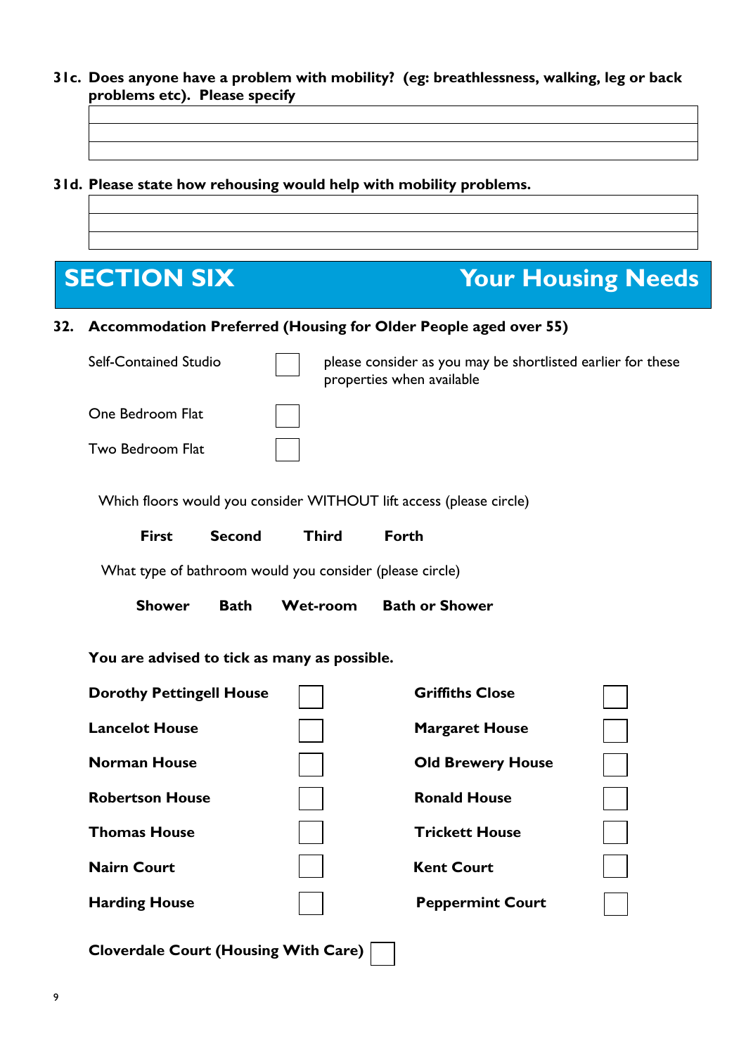**31c. Does anyone have a problem with mobility? (eg: breathlessness, walking, leg or back problems etc). Please specify**

| |
|---|
| |
| |
| |

**31d. Please state how rehousing would help with mobility problems.**

| |
|---|
| |
| |
| |

## SECTION SIX Your Housing Needs

**32. Accommodation Preferred (Housing for Older People aged over 55)**

| | | |
|---|---|---|
| Self-Contained Studio | ☐ | please consider as you may be shortlisted earlier for these properties when available |
| One Bedroom Flat | ☐ | |
| Two Bedroom Flat | ☐ | |

Which floors would you consider WITHOUT lift access (please circle)

**First Second Third Forth**

What type of bathroom would you consider (please circle)

**Shower Bath Wet-room Bath or Shower**

**You are advised to tick as many as possible.**

| | | | |
|---|---|---|---|
| **Dorothy Pettingell House** | ☐ | **Griffiths Close** | ☐ |
| **Lancelot House** | ☐ | **Margaret House** | ☐ |
| **Norman House** | ☐ | **Old Brewery House** | ☐ |
| **Robertson House** | ☐ | **Ronald House** | ☐ |
| **Thomas House** | ☐ | **Trickett House** | ☐ |
| **Nairn Court** | ☐ | **Kent Court** | ☐ |
| **Harding House** | ☐ | **Peppermint Court** | ☐ |

**Cloverdale Court (Housing With Care)** ☐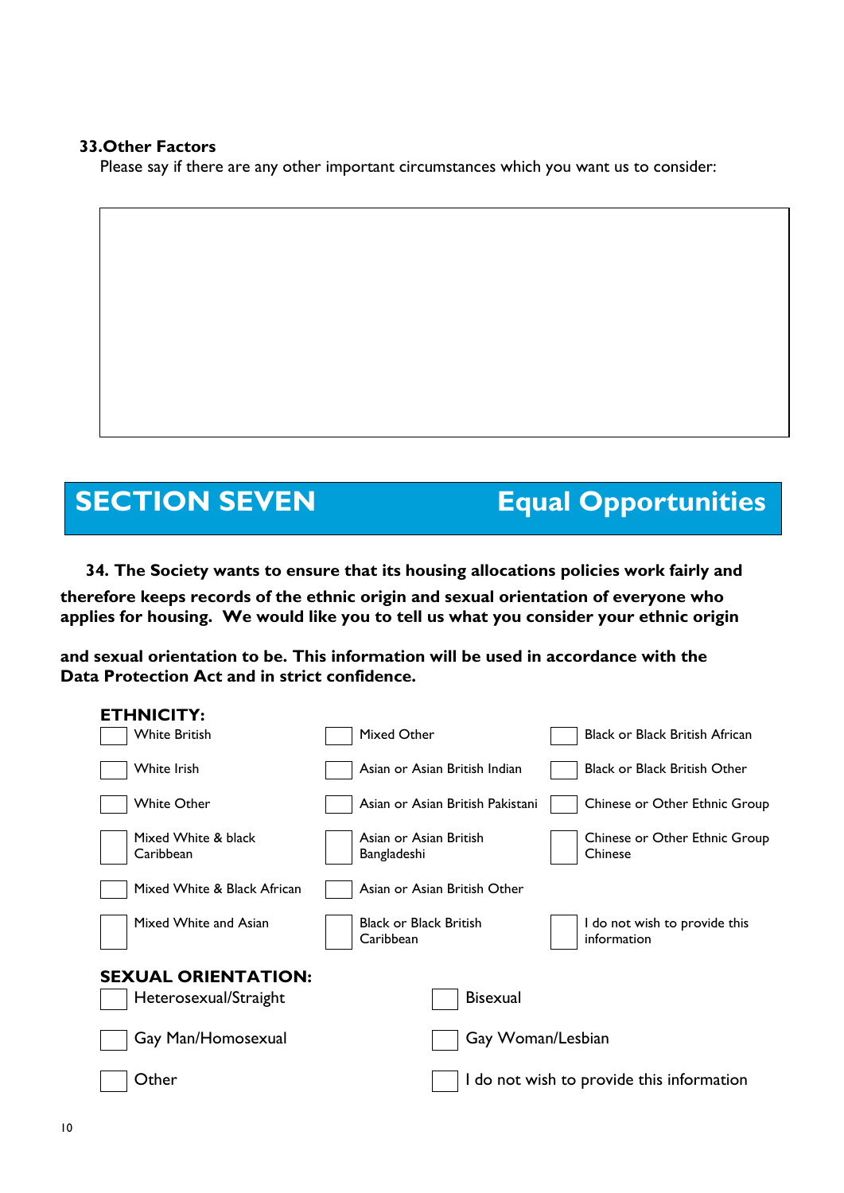**33. Other Factors**

Please say if there are any other important circumstances which you want us to consider:

| |
|---|
| |

## SECTION SEVEN Equal Opportunities

**34. The Society wants to ensure that its housing allocations policies work fairly and therefore keeps records of the ethnic origin and sexual orientation of everyone who applies for housing. We would like you to tell us what you consider your ethnic origin and sexual orientation to be. This information will be used in accordance with the Data Protection Act and in strict confidence.**

**ETHNICITY:**

| | | |
|---|---|---|
| ☐ White British | ☐ Mixed Other | ☐ Black or Black British African |
| ☐ White Irish | ☐ Asian or Asian British Indian | ☐ Black or Black British Other |
| ☐ White Other | ☐ Asian or Asian British Pakistani | ☐ Chinese or Other Ethnic Group |
| ☐ Mixed White & black Caribbean | ☐ Asian or Asian British Bangladeshi | ☐ Chinese or Other Ethnic Group Chinese |
| ☐ Mixed White & Black African | ☐ Asian or Asian British Other | |
| ☐ Mixed White and Asian | ☐ Black or Black British Caribbean | ☐ I do not wish to provide this information |

**SEXUAL ORIENTATION:**

| | |
|---|---|
| ☐ Heterosexual/Straight | ☐ Bisexual |
| ☐ Gay Man/Homosexual | ☐ Gay Woman/Lesbian |
| ☐ Other | ☐ I do not wish to provide this information |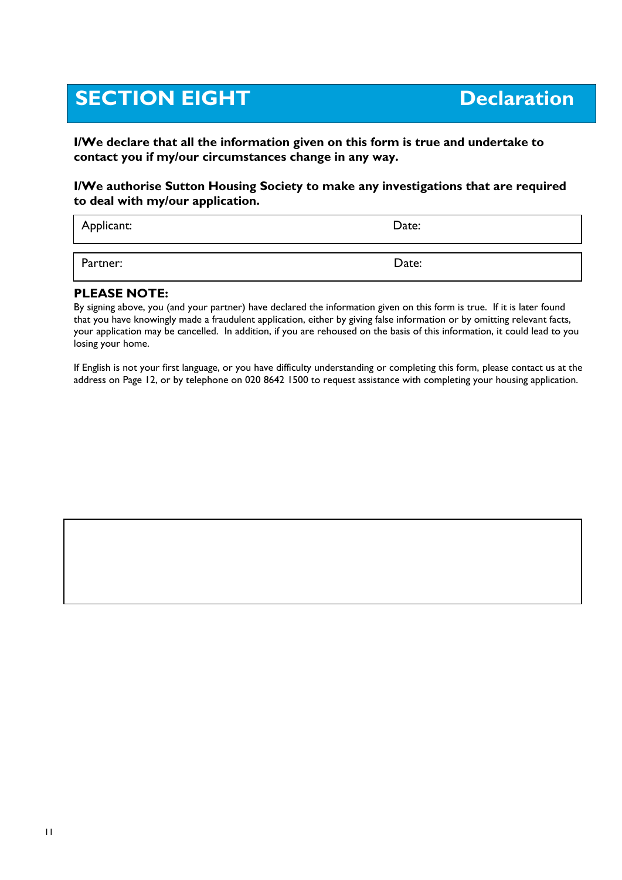## SECTION EIGHT — Declaration

**I/We declare that all the information given on this form is true and undertake to contact you if my/our circumstances change in any way.**

**I/We authorise Sutton Housing Society to make any investigations that are required to deal with my/our application.**

| Applicant: | Date: |
|---|---|

| Partner: | Date: |
|---|---|

**PLEASE NOTE:**

By signing above, you (and your partner) have declared the information given on this form is true. If it is later found that you have knowingly made a fraudulent application, either by giving false information or by omitting relevant facts, your application may be cancelled. In addition, if you are rehoused on the basis of this information, it could lead to you losing your home.

If English is not your first language, or you have difficulty understanding or completing this form, please contact us at the address on Page 12, or by telephone on 020 8642 1500 to request assistance with completing your housing application.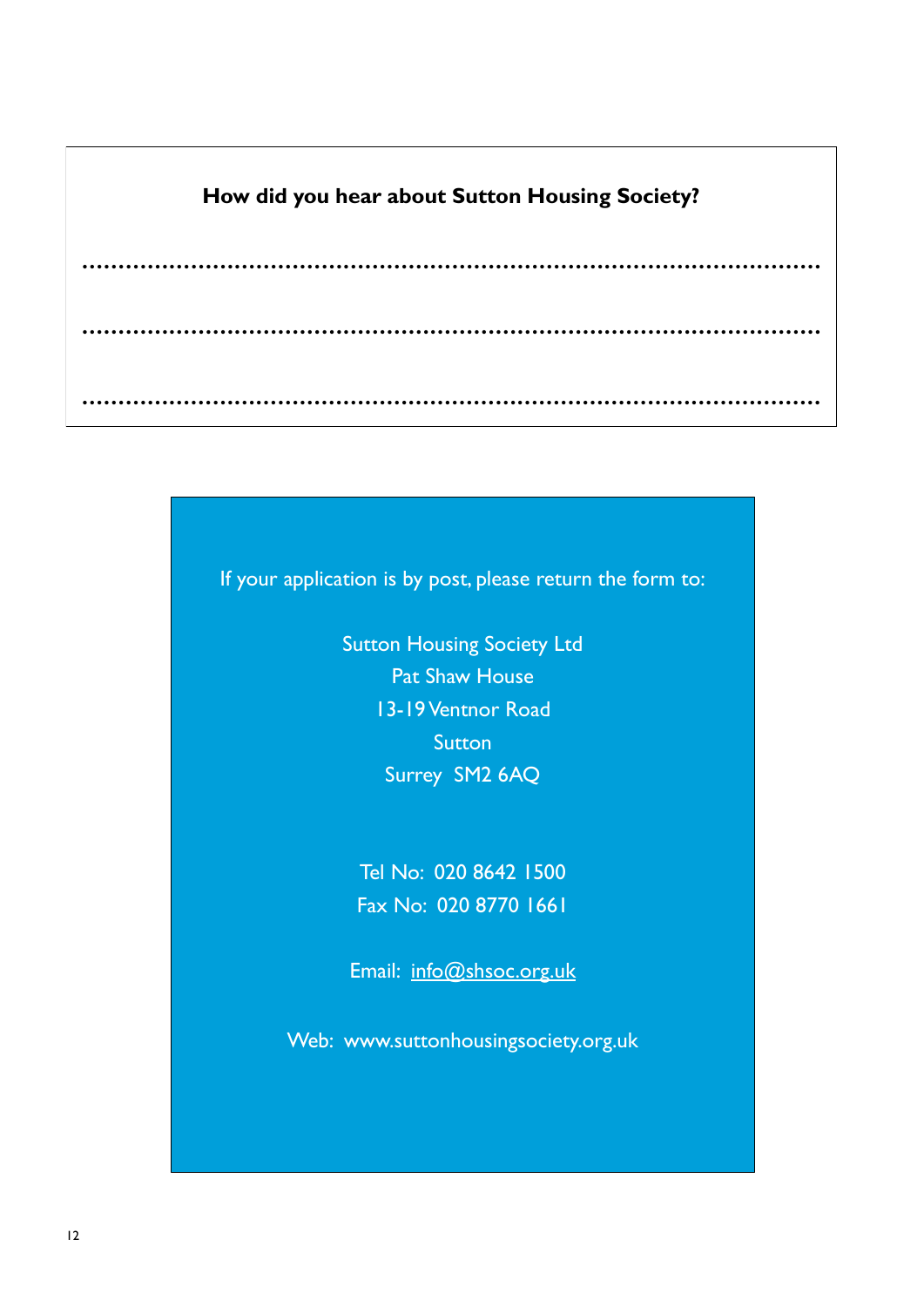**How did you hear about Sutton Housing Society?**

.....................................................................................................

.....................................................................................................

.....................................................................................................

If your application is by post, please return the form to:

Sutton Housing Society Ltd
Pat Shaw House
13-19 Ventnor Road
Sutton
Surrey SM2 6AQ

Tel No: 020 8642 1500
Fax No: 020 8770 1661

Email: info@shsoc.org.uk

Web: www.suttonhousingsociety.org.uk